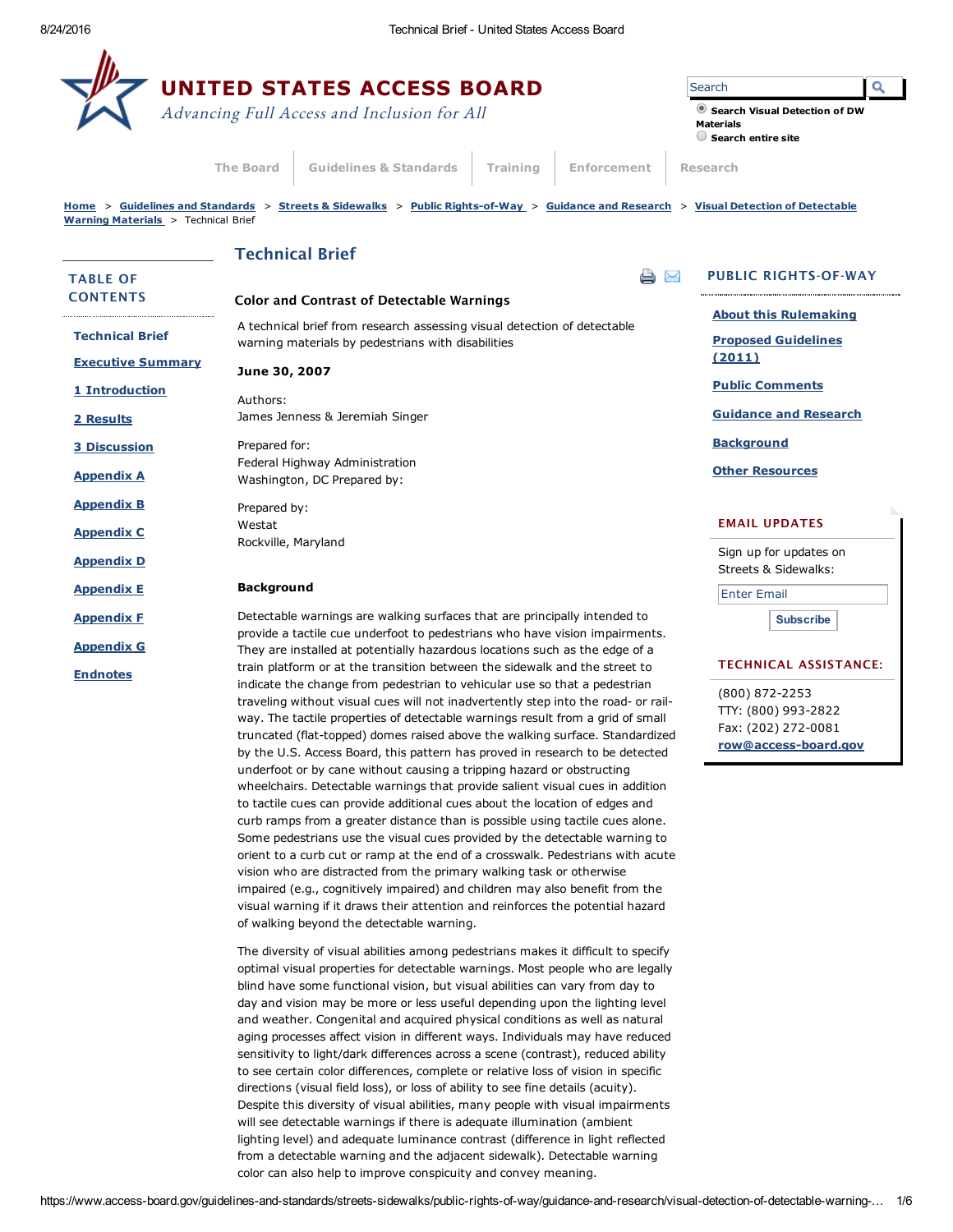# UNITED STATES ACCESS BOARD

*Advancing Full Access and Inclusion for All*

Home > Guidelines and Standards > Streets & Sidewalks > Public Rights-of-Way > Guidance and Research > Visual Detection of Detectable Warning Materials > Technical Brief

## TABLE OF CONTENTS

- Technical Brief
- Executive Summary
- 1 Introduction
- 2 Results
- 3 Discussion
- Appendix A
- Appendix B
- Appendix C
- Appendix D
- Appendix E
- Appendix F
- Appendix G
- Endnotes

## Technical Brief

### Color and Contrast of Detectable Warnings

A technical brief from research assessing visual detection of detectable warning materials by pedestrians with disabilities

**June 30, 2007**

Authors:
James Jenness & Jeremiah Singer

Prepared for:
Federal Highway Administration
Washington, DC Prepared by:

Prepared by:
Westat
Rockville, Maryland

### Background

Detectable warnings are walking surfaces that are principally intended to provide a tactile cue underfoot to pedestrians who have vision impairments. They are installed at potentially hazardous locations such as the edge of a train platform or at the transition between the sidewalk and the street to indicate the change from pedestrian to vehicular use so that a pedestrian traveling without visual cues will not inadvertently step into the road- or rail-way. The tactile properties of detectable warnings result from a grid of small truncated (flat-topped) domes raised above the walking surface. Standardized by the U.S. Access Board, this pattern has proved in research to be detected underfoot or by cane without causing a tripping hazard or obstructing wheelchairs. Detectable warnings that provide salient visual cues in addition to tactile cues can provide additional cues about the location of edges and curb ramps from a greater distance than is possible using tactile cues alone. Some pedestrians use the visual cues provided by the detectable warning to orient to a curb cut or ramp at the end of a crosswalk. Pedestrians with acute vision who are distracted from the primary walking task or otherwise impaired (e.g., cognitively impaired) and children may also benefit from the visual warning if it draws their attention and reinforces the potential hazard of walking beyond the detectable warning.

The diversity of visual abilities among pedestrians makes it difficult to specify optimal visual properties for detectable warnings. Most people who are legally blind have some functional vision, but visual abilities can vary from day to day and vision may be more or less useful depending upon the lighting level and weather. Congenital and acquired physical conditions as well as natural aging processes affect vision in different ways. Individuals may have reduced sensitivity to light/dark differences across a scene (contrast), reduced ability to see certain color differences, complete or relative loss of vision in specific directions (visual field loss), or loss of ability to see fine details (acuity). Despite this diversity of visual abilities, many people with visual impairments will see detectable warnings if there is adequate illumination (ambient lighting level) and adequate luminance contrast (difference in light reflected from a detectable warning and the adjacent sidewalk). Detectable warning color can also help to improve conspicuity and convey meaning.

## PUBLIC RIGHTS-OF-WAY

- About this Rulemaking
- Proposed Guidelines (2011)
- Public Comments
- Guidance and Research
- Background
- Other Resources

## EMAIL UPDATES

Sign up for updates on Streets & Sidewalks:

## TECHNICAL ASSISTANCE:

(800) 872-2253
TTY: (800) 993-2822
Fax: (202) 272-0081
row@access-board.gov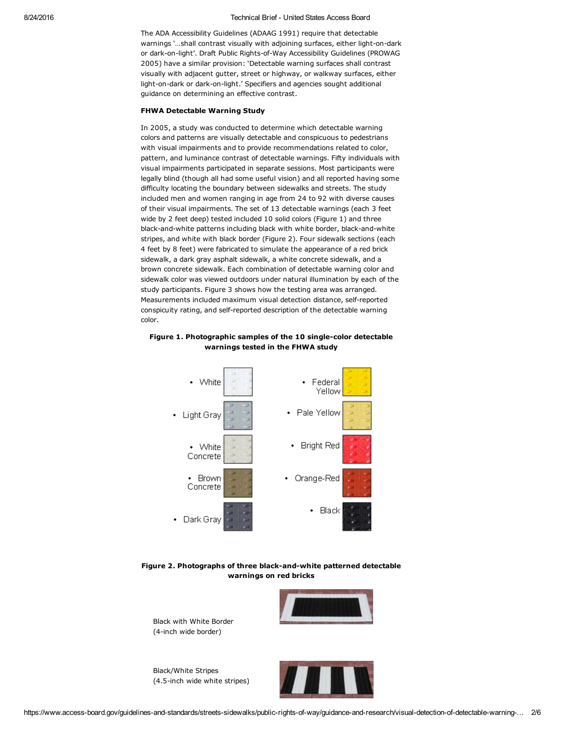The ADA Accessibility Guidelines (ADAAG 1991) require that detectable warnings '…shall contrast visually with adjoining surfaces, either light-on-dark or dark-on-light'. Draft Public Rights-of-Way Accessibility Guidelines (PROWAG 2005) have a similar provision: 'Detectable warning surfaces shall contrast visually with adjacent gutter, street or highway, or walkway surfaces, either light-on-dark or dark-on-light.' Specifiers and agencies sought additional guidance on determining an effective contrast.

**FHWA Detectable Warning Study**

In 2005, a study was conducted to determine which detectable warning colors and patterns are visually detectable and conspicuous to pedestrians with visual impairments and to provide recommendations related to color, pattern, and luminance contrast of detectable warnings. Fifty individuals with visual impairments participated in separate sessions. Most participants were legally blind (though all had some useful vision) and all reported having some difficulty locating the boundary between sidewalks and streets. The study included men and women ranging in age from 24 to 92 with diverse causes of their visual impairments. The set of 13 detectable warnings (each 3 feet wide by 2 feet deep) tested included 10 solid colors (Figure 1) and three black-and-white patterns including black with white border, black-and-white stripes, and white with black border (Figure 2). Four sidewalk sections (each 4 feet by 8 feet) were fabricated to simulate the appearance of a red brick sidewalk, a dark gray asphalt sidewalk, a white concrete sidewalk, and a brown concrete sidewalk. Each combination of detectable warning color and sidewalk color was viewed outdoors under natural illumination by each of the study participants. Figure 3 shows how the testing area was arranged. Measurements included maximum visual detection distance, self-reported conspicuity rating, and self-reported description of the detectable warning color.

**Figure 1. Photographic samples of the 10 single-color detectable warnings tested in the FHWA study**

- White
- Light Gray
- White Concrete
- Brown Concrete
- Dark Gray
- Federal Yellow
- Pale Yellow
- Bright Red
- Orange-Red
- Black

**Figure 2. Photographs of three black-and-white patterned detectable warnings on red bricks**

Black with White Border
(4-inch wide border)

Black/White Stripes
(4.5-inch wide white stripes)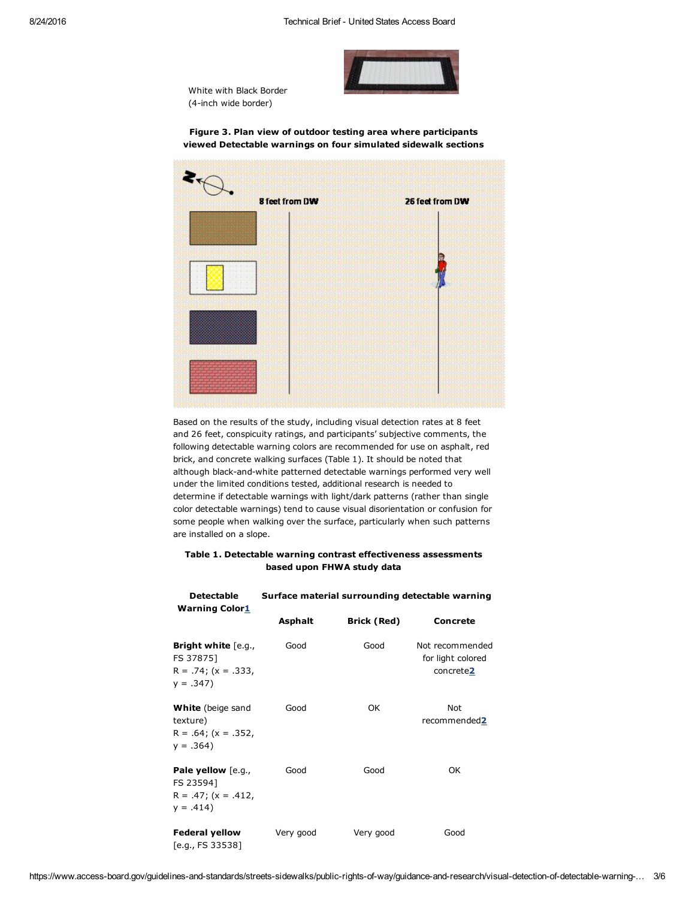White with Black Border
(4-inch wide border)

**Figure 3. Plan view of outdoor testing area where participants viewed Detectable warnings on four simulated sidewalk sections**

8 feet from DW

26 feet from DW

Based on the results of the study, including visual detection rates at 8 feet and 26 feet, conspicuity ratings, and participants' subjective comments, the following detectable warning colors are recommended for use on asphalt, red brick, and concrete walking surfaces (Table 1). It should be noted that although black-and-white patterned detectable warnings performed very well under the limited conditions tested, additional research is needed to determine if detectable warnings with light/dark patterns (rather than single color detectable warnings) tend to cause visual disorientation or confusion for some people when walking over the surface, particularly when such patterns are installed on a slope.

**Table 1. Detectable warning contrast effectiveness assessments based upon FHWA study data**

| Detectable Warning Color[1] | Surface material surrounding detectable warning | | |
|---|---|---|---|
| | **Asphalt** | **Brick (Red)** | **Concrete** |
| **Bright white** [e.g., FS 37875] R = .74; (x = .333, y = .347) | Good | Good | Not recommended for light colored concrete[2] |
| **White** (beige sand texture) R = .64; (x = .352, y = .364) | Good | OK | Not recommended[2] |
| **Pale yellow** [e.g., FS 23594] R = .47; (x = .412, y = .414) | Good | Good | OK |
| **Federal yellow** [e.g., FS 33538] | Very good | Very good | Good |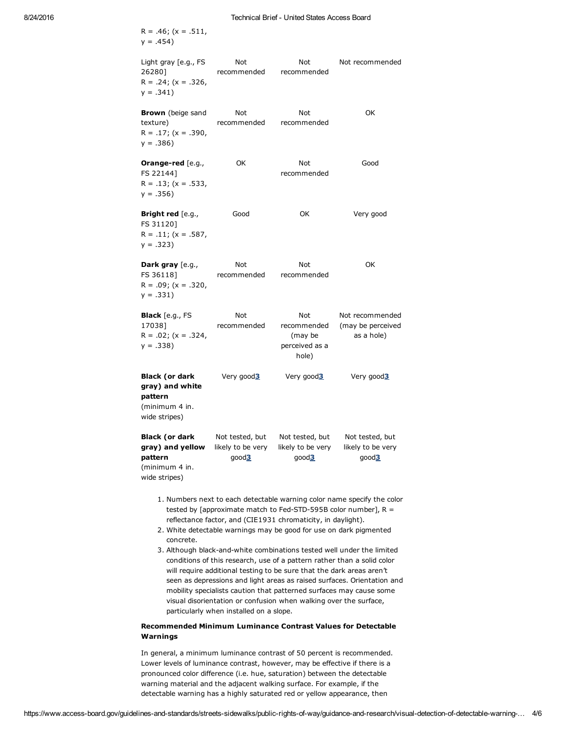| | | | |
|---|---|---|---|
| R = .46; (x = .511, y = .454) | | | |
| Light gray [e.g., FS 26280] R = .24; (x = .326, y = .341) | Not recommended | Not recommended | Not recommended |
| **Brown** (beige sand texture) R = .17; (x = .390, y = .386) | Not recommended | Not recommended | OK |
| **Orange-red** [e.g., FS 22144] R = .13; (x = .533, y = .356) | OK | Not recommended | Good |
| **Bright red** [e.g., FS 31120] R = .11; (x = .587, y = .323) | Good | OK | Very good |
| **Dark gray** [e.g., FS 36118] R = .09; (x = .320, y = .331) | Not recommended | Not recommended | OK |
| **Black** [e.g., FS 17038] R = .02; (x = .324, y = .338) | Not recommended | Not recommended (may be perceived as a hole) | Not recommended (may be perceived as a hole) |
| **Black (or dark gray) and white pattern** (minimum 4 in. wide stripes) | Very good[3] | Very good[3] | Very good[3] |
| **Black (or dark gray) and yellow pattern** (minimum 4 in. wide stripes) | Not tested, but likely to be very good[3] | Not tested, but likely to be very good[3] | Not tested, but likely to be very good[3] |

1. Numbers next to each detectable warning color name specify the color tested by [approximate match to Fed-STD-595B color number], R = reflectance factor, and (CIE1931 chromaticity, in daylight).
2. White detectable warnings may be good for use on dark pigmented concrete.
3. Although black-and-white combinations tested well under the limited conditions of this research, use of a pattern rather than a solid color will require additional testing to be sure that the dark areas aren't seen as depressions and light areas as raised surfaces. Orientation and mobility specialists caution that patterned surfaces may cause some visual disorientation or confusion when walking over the surface, particularly when installed on a slope.

**Recommended Minimum Luminance Contrast Values for Detectable Warnings**

In general, a minimum luminance contrast of 50 percent is recommended. Lower levels of luminance contrast, however, may be effective if there is a pronounced color difference (i.e. hue, saturation) between the detectable warning material and the adjacent walking surface. For example, if the detectable warning has a highly saturated red or yellow appearance, then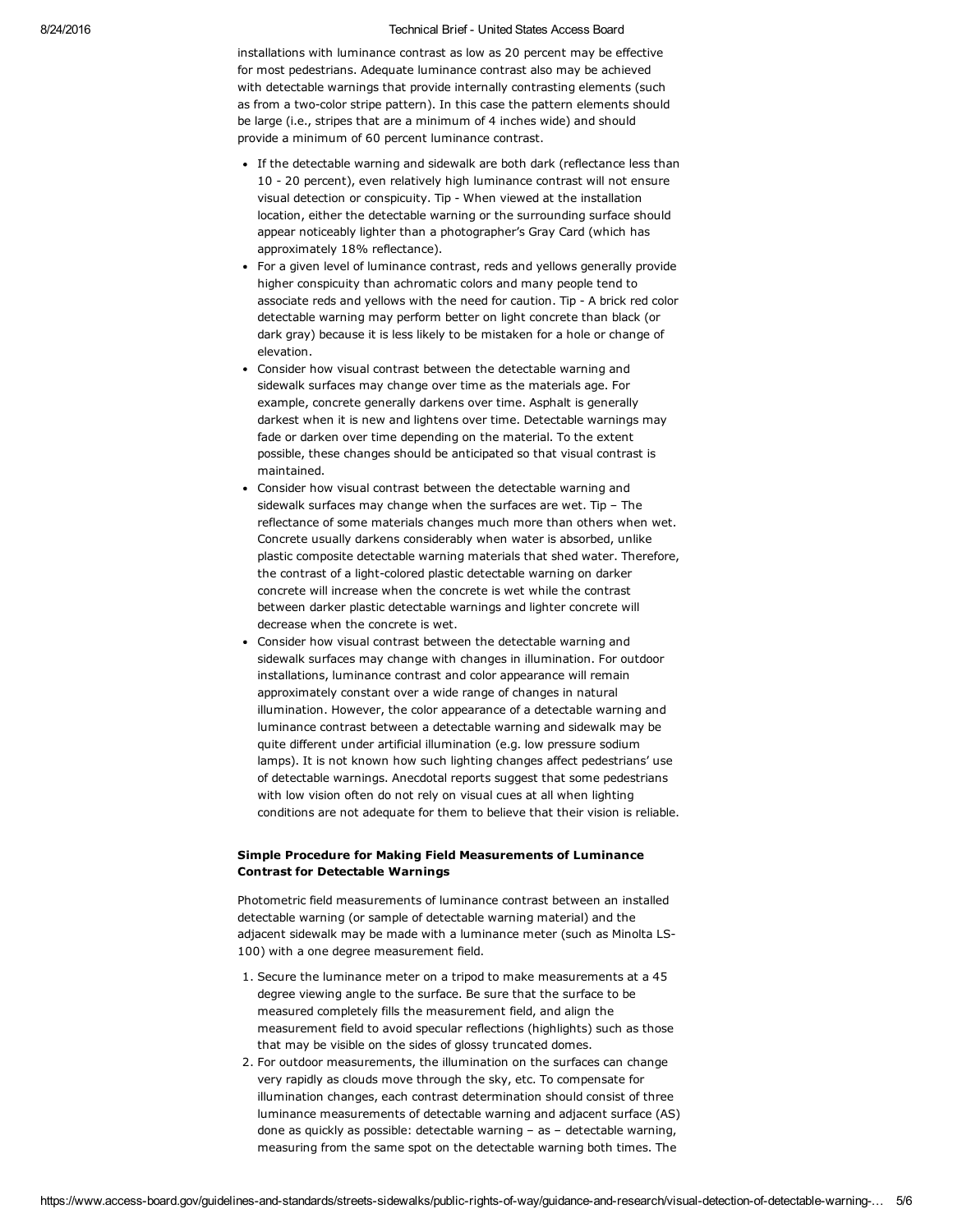installations with luminance contrast as low as 20 percent may be effective for most pedestrians. Adequate luminance contrast also may be achieved with detectable warnings that provide internally contrasting elements (such as from a two-color stripe pattern). In this case the pattern elements should be large (i.e., stripes that are a minimum of 4 inches wide) and should provide a minimum of 60 percent luminance contrast.

- If the detectable warning and sidewalk are both dark (reflectance less than 10 - 20 percent), even relatively high luminance contrast will not ensure visual detection or conspicuity. Tip - When viewed at the installation location, either the detectable warning or the surrounding surface should appear noticeably lighter than a photographer's Gray Card (which has approximately 18% reflectance).
- For a given level of luminance contrast, reds and yellows generally provide higher conspicuity than achromatic colors and many people tend to associate reds and yellows with the need for caution. Tip - A brick red color detectable warning may perform better on light concrete than black (or dark gray) because it is less likely to be mistaken for a hole or change of elevation.
- Consider how visual contrast between the detectable warning and sidewalk surfaces may change over time as the materials age. For example, concrete generally darkens over time. Asphalt is generally darkest when it is new and lightens over time. Detectable warnings may fade or darken over time depending on the material. To the extent possible, these changes should be anticipated so that visual contrast is maintained.
- Consider how visual contrast between the detectable warning and sidewalk surfaces may change when the surfaces are wet. Tip – The reflectance of some materials changes much more than others when wet. Concrete usually darkens considerably when water is absorbed, unlike plastic composite detectable warning materials that shed water. Therefore, the contrast of a light-colored plastic detectable warning on darker concrete will increase when the concrete is wet while the contrast between darker plastic detectable warnings and lighter concrete will decrease when the concrete is wet.
- Consider how visual contrast between the detectable warning and sidewalk surfaces may change with changes in illumination. For outdoor installations, luminance contrast and color appearance will remain approximately constant over a wide range of changes in natural illumination. However, the color appearance of a detectable warning and luminance contrast between a detectable warning and sidewalk may be quite different under artificial illumination (e.g. low pressure sodium lamps). It is not known how such lighting changes affect pedestrians' use of detectable warnings. Anecdotal reports suggest that some pedestrians with low vision often do not rely on visual cues at all when lighting conditions are not adequate for them to believe that their vision is reliable.

**Simple Procedure for Making Field Measurements of Luminance Contrast for Detectable Warnings**

Photometric field measurements of luminance contrast between an installed detectable warning (or sample of detectable warning material) and the adjacent sidewalk may be made with a luminance meter (such as Minolta LS-100) with a one degree measurement field.

1. Secure the luminance meter on a tripod to make measurements at a 45 degree viewing angle to the surface. Be sure that the surface to be measured completely fills the measurement field, and align the measurement field to avoid specular reflections (highlights) such as those that may be visible on the sides of glossy truncated domes.
2. For outdoor measurements, the illumination on the surfaces can change very rapidly as clouds move through the sky, etc. To compensate for illumination changes, each contrast determination should consist of three luminance measurements of detectable warning and adjacent surface (AS) done as quickly as possible: detectable warning – as – detectable warning, measuring from the same spot on the detectable warning both times. The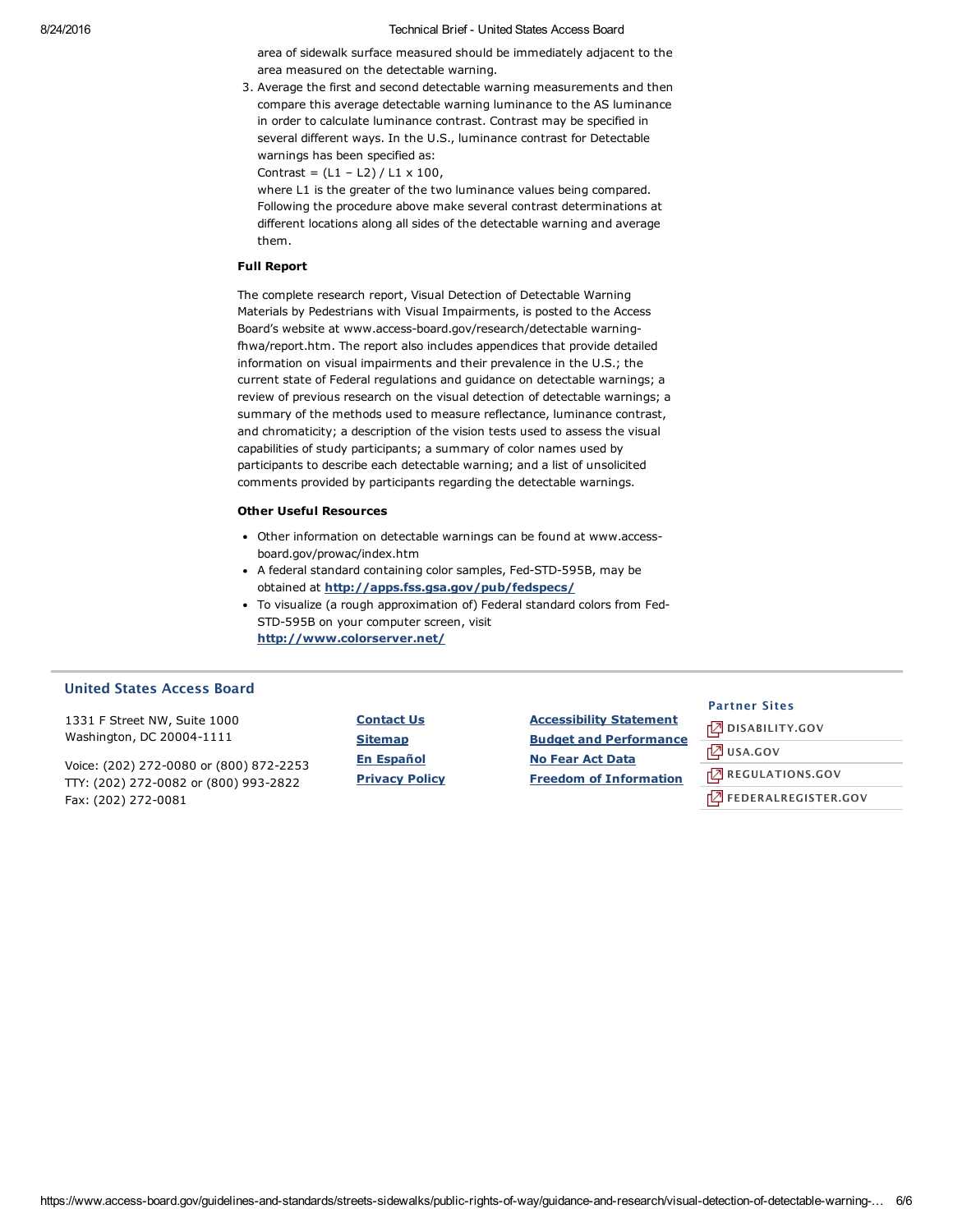area of sidewalk surface measured should be immediately adjacent to the area measured on the detectable warning.

3. Average the first and second detectable warning measurements and then compare this average detectable warning luminance to the AS luminance in order to calculate luminance contrast. Contrast may be specified in several different ways. In the U.S., luminance contrast for Detectable warnings has been specified as:
   Contrast = $(L1 - L2) / L1 \times 100$,
   where L1 is the greater of the two luminance values being compared. Following the procedure above make several contrast determinations at different locations along all sides of the detectable warning and average them.

**Full Report**

The complete research report, Visual Detection of Detectable Warning Materials by Pedestrians with Visual Impairments, is posted to the Access Board's website at www.access-board.gov/research/detectable warning-fhwa/report.htm. The report also includes appendices that provide detailed information on visual impairments and their prevalence in the U.S.; the current state of Federal regulations and guidance on detectable warnings; a review of previous research on the visual detection of detectable warnings; a summary of the methods used to measure reflectance, luminance contrast, and chromaticity; a description of the vision tests used to assess the visual capabilities of study participants; a summary of color names used by participants to describe each detectable warning; and a list of unsolicited comments provided by participants regarding the detectable warnings.

**Other Useful Resources**

- Other information on detectable warnings can be found at www.access-board.gov/prowac/index.htm
- A federal standard containing color samples, Fed-STD-595B, may be obtained at **http://apps.fss.gsa.gov/pub/fedspecs/**
- To visualize (a rough approximation of) Federal standard colors from Fed-STD-595B on your computer screen, visit **http://www.colorserver.net/**

## United States Access Board

1331 F Street NW, Suite 1000
Washington, DC 20004-1111

Voice: (202) 272-0080 or (800) 872-2253
TTY: (202) 272-0082 or (800) 993-2822
Fax: (202) 272-0081

**Contact Us**
**Sitemap**
**En Español**
**Privacy Policy**

**Accessibility Statement**
**Budget and Performance**
**No Fear Act Data**
**Freedom of Information**

Partner Sites

- DISABILITY.GOV
- USA.GOV
- REGULATIONS.GOV
- FEDERALREGISTER.GOV